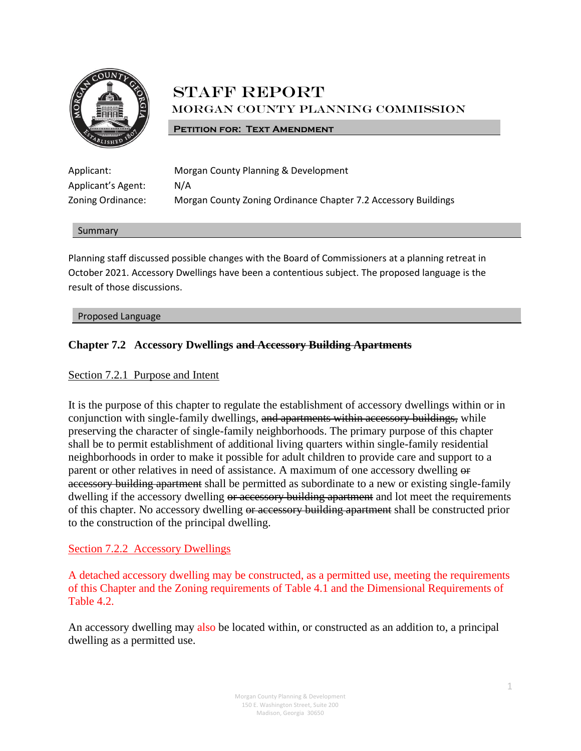# STAFF REPORT

## MORGAN COUNTY PLANNING COMMISSION

**PETITION FOR: TEXT AMENDMENT**

| | |
|---|---|
| Applicant: | Morgan County Planning & Development |
| Applicant's Agent: | N/A |
| Zoning Ordinance: | Morgan County Zoning Ordinance Chapter 7.2 Accessory Buildings |

### Summary

Planning staff discussed possible changes with the Board of Commissioners at a planning retreat in October 2021. Accessory Dwellings have been a contentious subject. The proposed language is the result of those discussions.

### Proposed Language

**Chapter 7.2 Accessory Dwellings ~~and Accessory Building Apartments~~**

Section 7.2.1 Purpose and Intent

It is the purpose of this chapter to regulate the establishment of accessory dwellings within or in conjunction with single-family dwellings, ~~and apartments within accessory buildings,~~ while preserving the character of single-family neighborhoods. The primary purpose of this chapter shall be to permit establishment of additional living quarters within single-family residential neighborhoods in order to make it possible for adult children to provide care and support to a parent or other relatives in need of assistance. A maximum of one accessory dwelling ~~or accessory building apartment~~ shall be permitted as subordinate to a new or existing single-family dwelling if the accessory dwelling ~~or accessory building apartment~~ and lot meet the requirements of this chapter. No accessory dwelling ~~or accessory building apartment~~ shall be constructed prior to the construction of the principal dwelling.

Section 7.2.2 Accessory Dwellings

A detached accessory dwelling may be constructed, as a permitted use, meeting the requirements of this Chapter and the Zoning requirements of Table 4.1 and the Dimensional Requirements of Table 4.2.

An accessory dwelling may also be located within, or constructed as an addition to, a principal dwelling as a permitted use.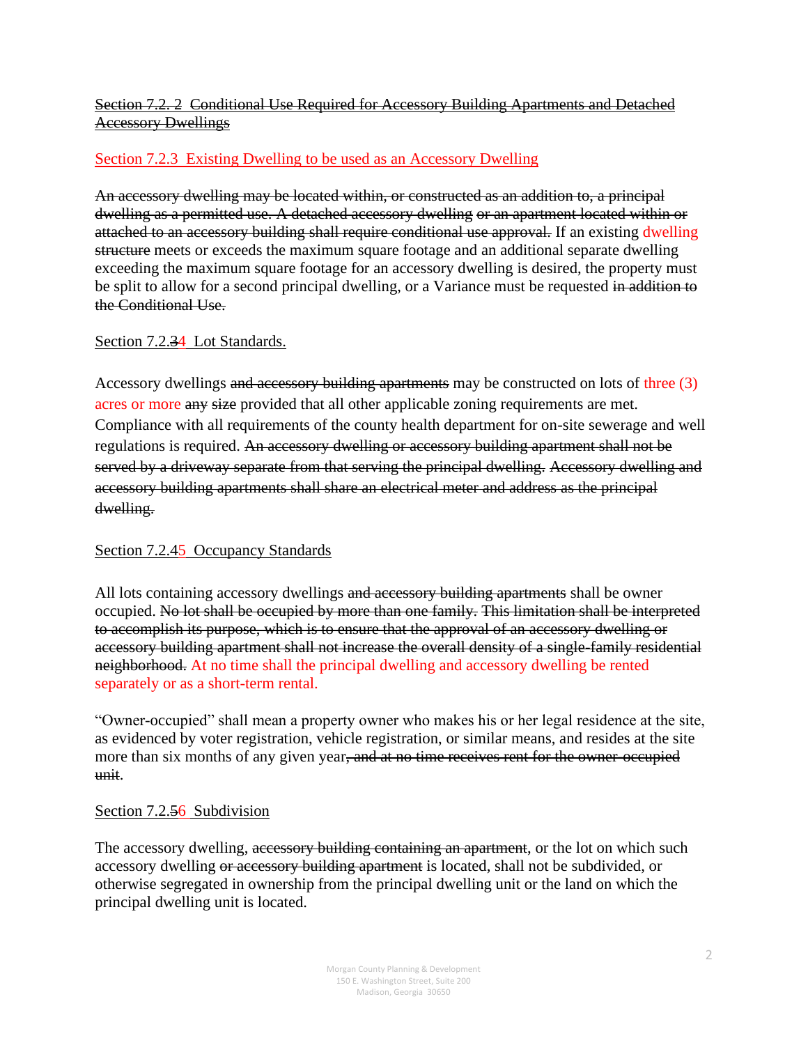~~Section 7.2. 2 Conditional Use Required for Accessory Building Apartments and Detached Accessory Dwellings~~

Section 7.2.3 Existing Dwelling to be used as an Accessory Dwelling

~~An accessory dwelling may be located within, or constructed as an addition to, a principal dwelling as a permitted use. A detached accessory dwelling or an apartment located within or attached to an accessory building shall require conditional use approval.~~ If an existing dwelling ~~structure~~ meets or exceeds the maximum square footage and an additional separate dwelling exceeding the maximum square footage for an accessory dwelling is desired, the property must be split to allow for a second principal dwelling, or a Variance must be requested ~~in addition to the Conditional Use.~~

Section 7.2.~~3~~4 Lot Standards.

Accessory dwellings ~~and accessory building apartments~~ may be constructed on lots of three (3) acres or more ~~any size~~ provided that all other applicable zoning requirements are met. Compliance with all requirements of the county health department for on-site sewerage and well regulations is required. ~~An accessory dwelling or accessory building apartment shall not be served by a driveway separate from that serving the principal dwelling. Accessory dwelling and accessory building apartments shall share an electrical meter and address as the principal dwelling.~~

Section 7.2.~~4~~5 Occupancy Standards

All lots containing accessory dwellings ~~and accessory building apartments~~ shall be owner occupied. ~~No lot shall be occupied by more than one family. This limitation shall be interpreted to accomplish its purpose, which is to ensure that the approval of an accessory dwelling or accessory building apartment shall not increase the overall density of a single-family residential neighborhood.~~ At no time shall the principal dwelling and accessory dwelling be rented separately or as a short-term rental.

"Owner-occupied" shall mean a property owner who makes his or her legal residence at the site, as evidenced by voter registration, vehicle registration, or similar means, and resides at the site more than six months of any given year~~, and at no time receives rent for the owner-occupied unit~~.

Section 7.2.~~5~~6 Subdivision

The accessory dwelling, ~~accessory building containing an apartment~~, or the lot on which such accessory dwelling ~~or accessory building apartment~~ is located, shall not be subdivided, or otherwise segregated in ownership from the principal dwelling unit or the land on which the principal dwelling unit is located.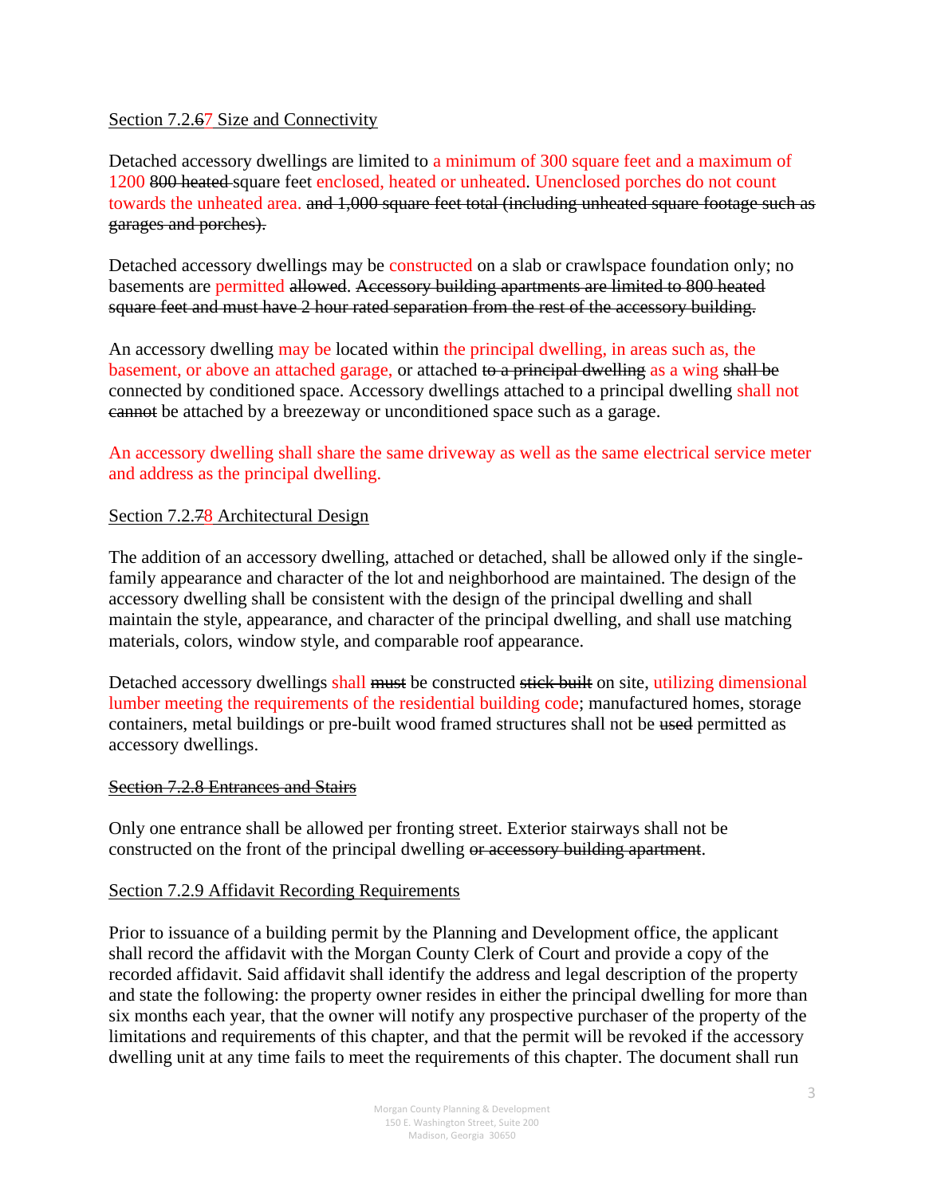Section 7.2.~~6~~7 Size and Connectivity

Detached accessory dwellings are limited to a minimum of 300 square feet and a maximum of 1200 ~~800 heated~~ square feet enclosed, heated or unheated. Unenclosed porches do not count towards the unheated area. ~~and 1,000 square feet total (including unheated square footage such as garages and porches).~~

Detached accessory dwellings may be constructed on a slab or crawlspace foundation only; no basements are permitted ~~allowed~~. ~~Accessory building apartments are limited to 800 heated square feet and must have 2 hour rated separation from the rest of the accessory building.~~

An accessory dwelling may be located within the principal dwelling, in areas such as, the basement, or above an attached garage, or attached ~~to a principal dwelling~~ as a wing ~~shall be~~ connected by conditioned space. Accessory dwellings attached to a principal dwelling shall not ~~cannot~~ be attached by a breezeway or unconditioned space such as a garage.

An accessory dwelling shall share the same driveway as well as the same electrical service meter and address as the principal dwelling.

Section 7.2.~~7~~8 Architectural Design

The addition of an accessory dwelling, attached or detached, shall be allowed only if the single-family appearance and character of the lot and neighborhood are maintained. The design of the accessory dwelling shall be consistent with the design of the principal dwelling and shall maintain the style, appearance, and character of the principal dwelling, and shall use matching materials, colors, window style, and comparable roof appearance.

Detached accessory dwellings shall ~~must~~ be constructed ~~stick built~~ on site, utilizing dimensional lumber meeting the requirements of the residential building code; manufactured homes, storage containers, metal buildings or pre-built wood framed structures shall not be ~~used~~ permitted as accessory dwellings.

~~Section 7.2.8 Entrances and Stairs~~

Only one entrance shall be allowed per fronting street. Exterior stairways shall not be constructed on the front of the principal dwelling ~~or accessory building apartment~~.

Section 7.2.9 Affidavit Recording Requirements

Prior to issuance of a building permit by the Planning and Development office, the applicant shall record the affidavit with the Morgan County Clerk of Court and provide a copy of the recorded affidavit. Said affidavit shall identify the address and legal description of the property and state the following: the property owner resides in either the principal dwelling for more than six months each year, that the owner will notify any prospective purchaser of the property of the limitations and requirements of this chapter, and that the permit will be revoked if the accessory dwelling unit at any time fails to meet the requirements of this chapter. The document shall run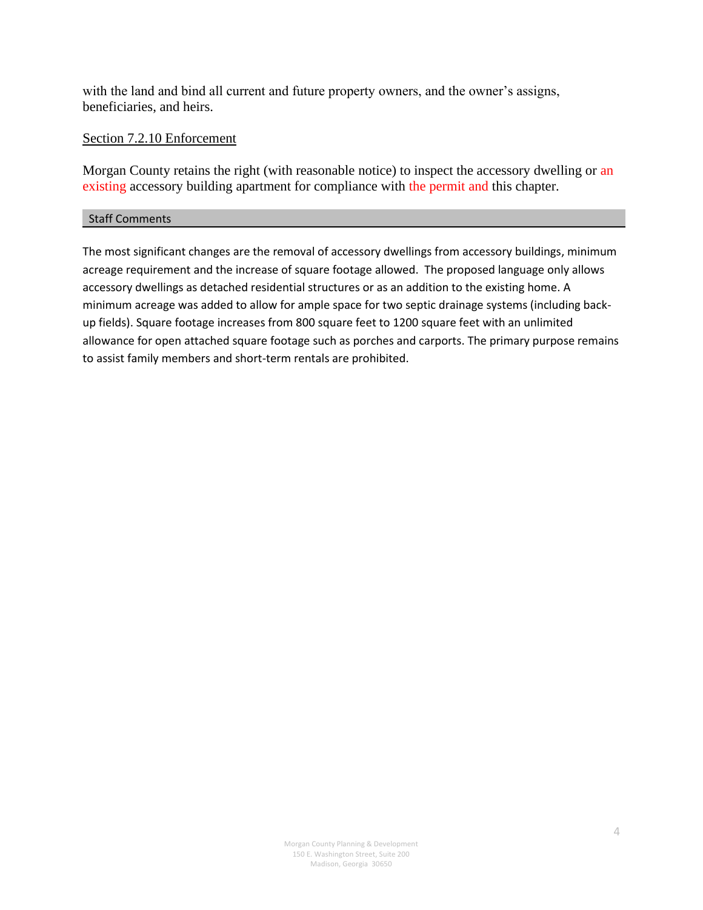with the land and bind all current and future property owners, and the owner's assigns, beneficiaries, and heirs.

## Section 7.2.10 Enforcement

Morgan County retains the right (with reasonable notice) to inspect the accessory dwelling or an existing accessory building apartment for compliance with the permit and this chapter.

### Staff Comments

The most significant changes are the removal of accessory dwellings from accessory buildings, minimum acreage requirement and the increase of square footage allowed. The proposed language only allows accessory dwellings as detached residential structures or as an addition to the existing home. A minimum acreage was added to allow for ample space for two septic drainage systems (including back-up fields). Square footage increases from 800 square feet to 1200 square feet with an unlimited allowance for open attached square footage such as porches and carports. The primary purpose remains to assist family members and short-term rentals are prohibited.